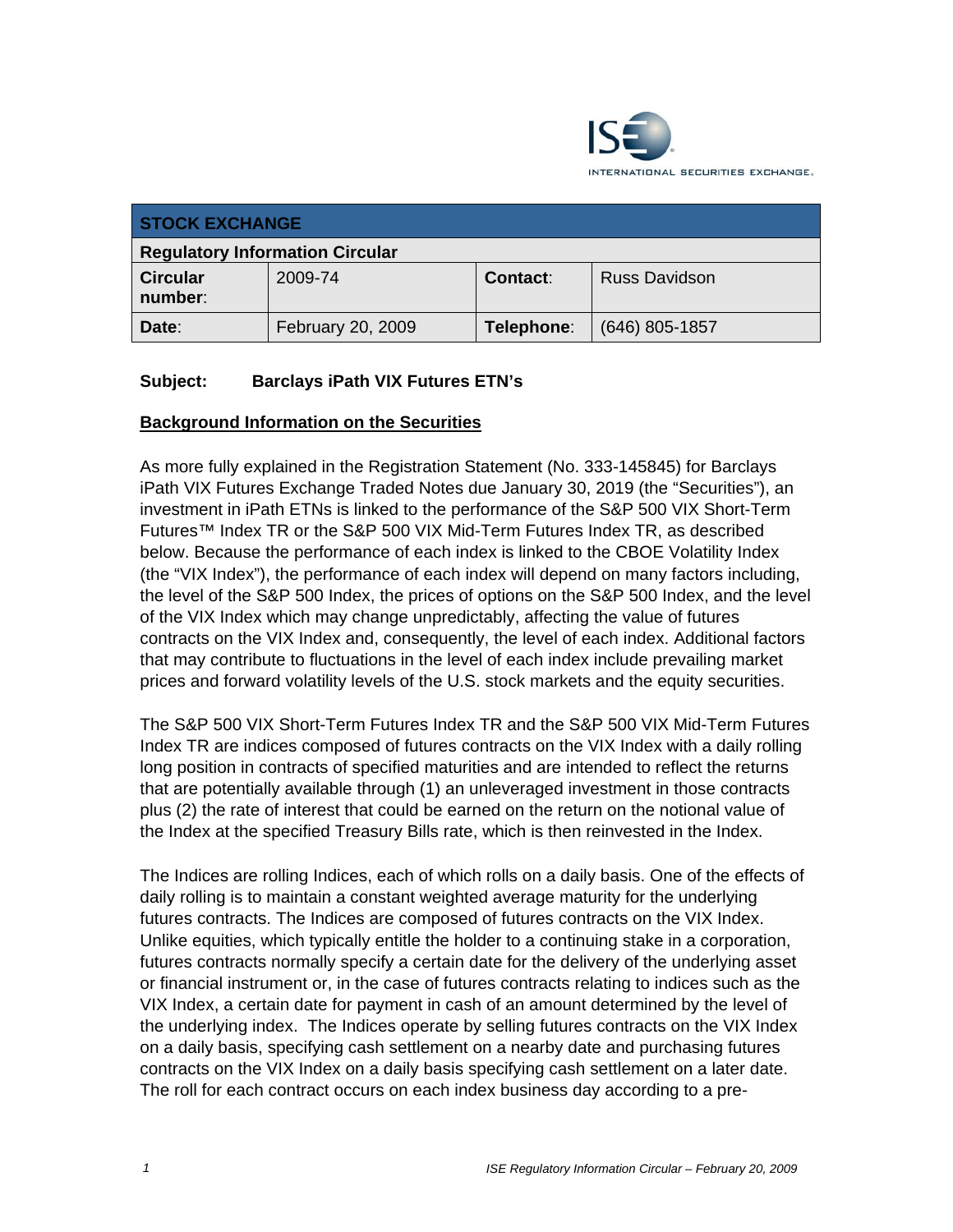| STOCK EXCHANGE | | | |
|---|---|---|---|
| **Regulatory Information Circular** | | | |
| **Circular number:** | 2009-74 | **Contact:** | Russ Davidson |
| **Date:** | February 20, 2009 | **Telephone:** | (646) 805-1857 |

**Subject: Barclays iPath VIX Futures ETN's**

**Background Information on the Securities**

As more fully explained in the Registration Statement (No. 333-145845) for Barclays iPath VIX Futures Exchange Traded Notes due January 30, 2019 (the "Securities"), an investment in iPath ETNs is linked to the performance of the S&P 500 VIX Short-Term Futures™ Index TR or the S&P 500 VIX Mid-Term Futures Index TR, as described below. Because the performance of each index is linked to the CBOE Volatility Index (the "VIX Index"), the performance of each index will depend on many factors including, the level of the S&P 500 Index, the prices of options on the S&P 500 Index, and the level of the VIX Index which may change unpredictably, affecting the value of futures contracts on the VIX Index and, consequently, the level of each index. Additional factors that may contribute to fluctuations in the level of each index include prevailing market prices and forward volatility levels of the U.S. stock markets and the equity securities.

The S&P 500 VIX Short-Term Futures Index TR and the S&P 500 VIX Mid-Term Futures Index TR are indices composed of futures contracts on the VIX Index with a daily rolling long position in contracts of specified maturities and are intended to reflect the returns that are potentially available through (1) an unleveraged investment in those contracts plus (2) the rate of interest that could be earned on the return on the notional value of the Index at the specified Treasury Bills rate, which is then reinvested in the Index.

The Indices are rolling Indices, each of which rolls on a daily basis. One of the effects of daily rolling is to maintain a constant weighted average maturity for the underlying futures contracts. The Indices are composed of futures contracts on the VIX Index. Unlike equities, which typically entitle the holder to a continuing stake in a corporation, futures contracts normally specify a certain date for the delivery of the underlying asset or financial instrument or, in the case of futures contracts relating to indices such as the VIX Index, a certain date for payment in cash of an amount determined by the level of the underlying index. The Indices operate by selling futures contracts on the VIX Index on a daily basis, specifying cash settlement on a nearby date and purchasing futures contracts on the VIX Index on a daily basis specifying cash settlement on a later date. The roll for each contract occurs on each index business day according to a pre-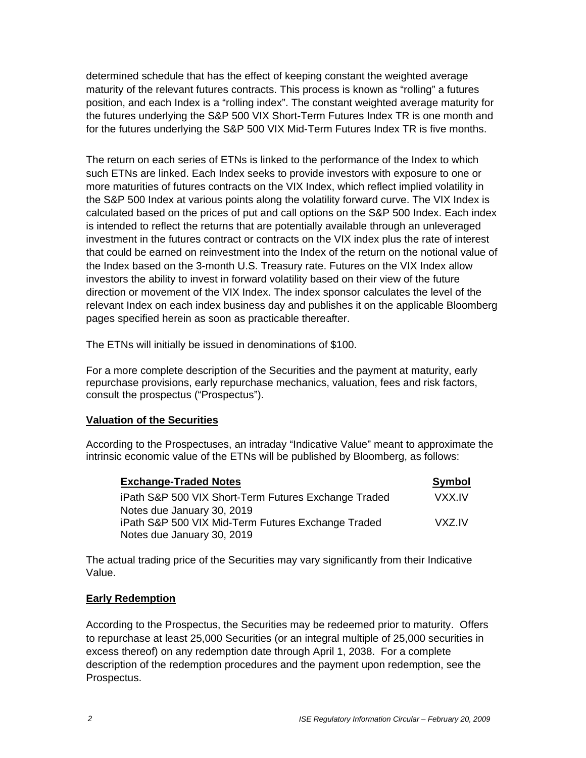determined schedule that has the effect of keeping constant the weighted average maturity of the relevant futures contracts. This process is known as "rolling" a futures position, and each Index is a "rolling index". The constant weighted average maturity for the futures underlying the S&P 500 VIX Short-Term Futures Index TR is one month and for the futures underlying the S&P 500 VIX Mid-Term Futures Index TR is five months.

The return on each series of ETNs is linked to the performance of the Index to which such ETNs are linked. Each Index seeks to provide investors with exposure to one or more maturities of futures contracts on the VIX Index, which reflect implied volatility in the S&P 500 Index at various points along the volatility forward curve. The VIX Index is calculated based on the prices of put and call options on the S&P 500 Index. Each index is intended to reflect the returns that are potentially available through an unleveraged investment in the futures contract or contracts on the VIX index plus the rate of interest that could be earned on reinvestment into the Index of the return on the notional value of the Index based on the 3-month U.S. Treasury rate. Futures on the VIX Index allow investors the ability to invest in forward volatility based on their view of the future direction or movement of the VIX Index. The index sponsor calculates the level of the relevant Index on each index business day and publishes it on the applicable Bloomberg pages specified herein as soon as practicable thereafter.

The ETNs will initially be issued in denominations of $100.

For a more complete description of the Securities and the payment at maturity, early repurchase provisions, early repurchase mechanics, valuation, fees and risk factors, consult the prospectus ("Prospectus").

**Valuation of the Securities**

According to the Prospectuses, an intraday "Indicative Value" meant to approximate the intrinsic economic value of the ETNs will be published by Bloomberg, as follows:

| Exchange-Traded Notes | Symbol |
|---|---|
| iPath S&P 500 VIX Short-Term Futures Exchange Traded Notes due January 30, 2019 | VXX.IV |
| iPath S&P 500 VIX Mid-Term Futures Exchange Traded Notes due January 30, 2019 | VXZ.IV |

The actual trading price of the Securities may vary significantly from their Indicative Value.

**Early Redemption**

According to the Prospectus, the Securities may be redeemed prior to maturity. Offers to repurchase at least 25,000 Securities (or an integral multiple of 25,000 securities in excess thereof) on any redemption date through April 1, 2038. For a complete description of the redemption procedures and the payment upon redemption, see the Prospectus.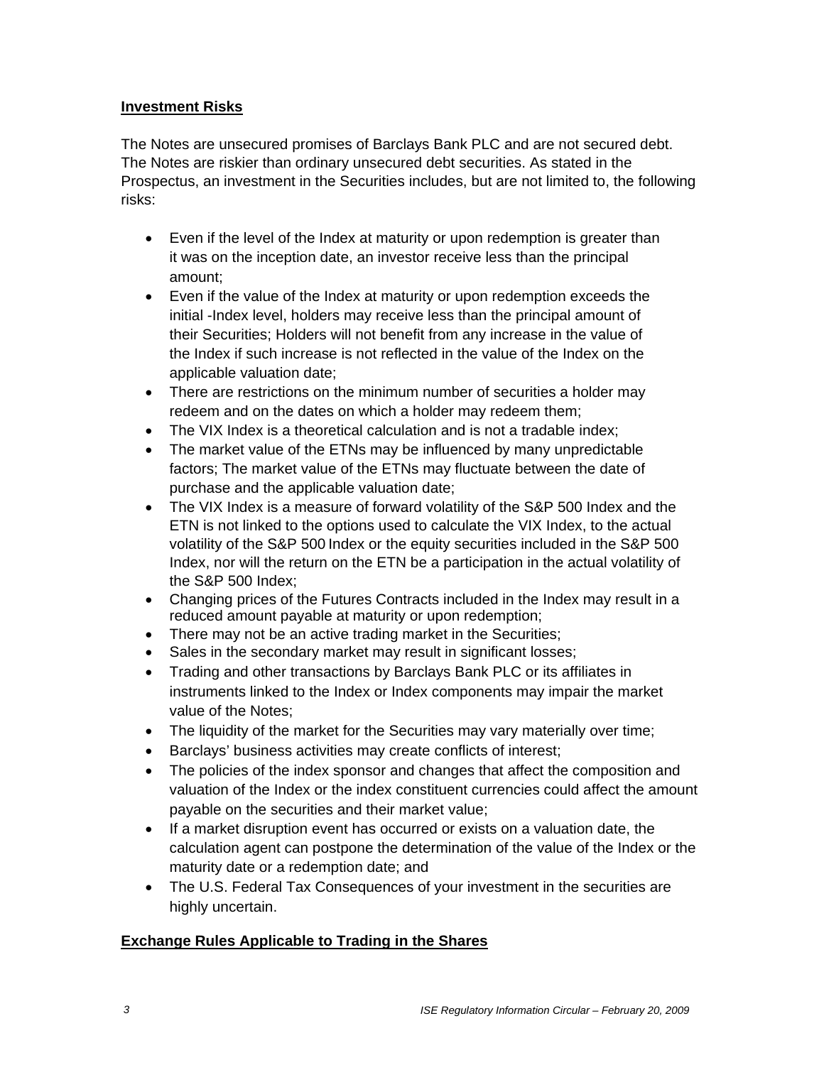## Investment Risks

The Notes are unsecured promises of Barclays Bank PLC and are not secured debt. The Notes are riskier than ordinary unsecured debt securities. As stated in the Prospectus, an investment in the Securities includes, but are not limited to, the following risks:

- Even if the level of the Index at maturity or upon redemption is greater than it was on the inception date, an investor receive less than the principal amount;
- Even if the value of the Index at maturity or upon redemption exceeds the initial -Index level, holders may receive less than the principal amount of their Securities; Holders will not benefit from any increase in the value of the Index if such increase is not reflected in the value of the Index on the applicable valuation date;
- There are restrictions on the minimum number of securities a holder may redeem and on the dates on which a holder may redeem them;
- The VIX Index is a theoretical calculation and is not a tradable index;
- The market value of the ETNs may be influenced by many unpredictable factors; The market value of the ETNs may fluctuate between the date of purchase and the applicable valuation date;
- The VIX Index is a measure of forward volatility of the S&P 500 Index and the ETN is not linked to the options used to calculate the VIX Index, to the actual volatility of the S&P 500 Index or the equity securities included in the S&P 500 Index, nor will the return on the ETN be a participation in the actual volatility of the S&P 500 Index;
- Changing prices of the Futures Contracts included in the Index may result in a reduced amount payable at maturity or upon redemption;
- There may not be an active trading market in the Securities;
- Sales in the secondary market may result in significant losses;
- Trading and other transactions by Barclays Bank PLC or its affiliates in instruments linked to the Index or Index components may impair the market value of the Notes;
- The liquidity of the market for the Securities may vary materially over time;
- Barclays' business activities may create conflicts of interest;
- The policies of the index sponsor and changes that affect the composition and valuation of the Index or the index constituent currencies could affect the amount payable on the securities and their market value;
- If a market disruption event has occurred or exists on a valuation date, the calculation agent can postpone the determination of the value of the Index or the maturity date or a redemption date; and
- The U.S. Federal Tax Consequences of your investment in the securities are highly uncertain.

## Exchange Rules Applicable to Trading in the Shares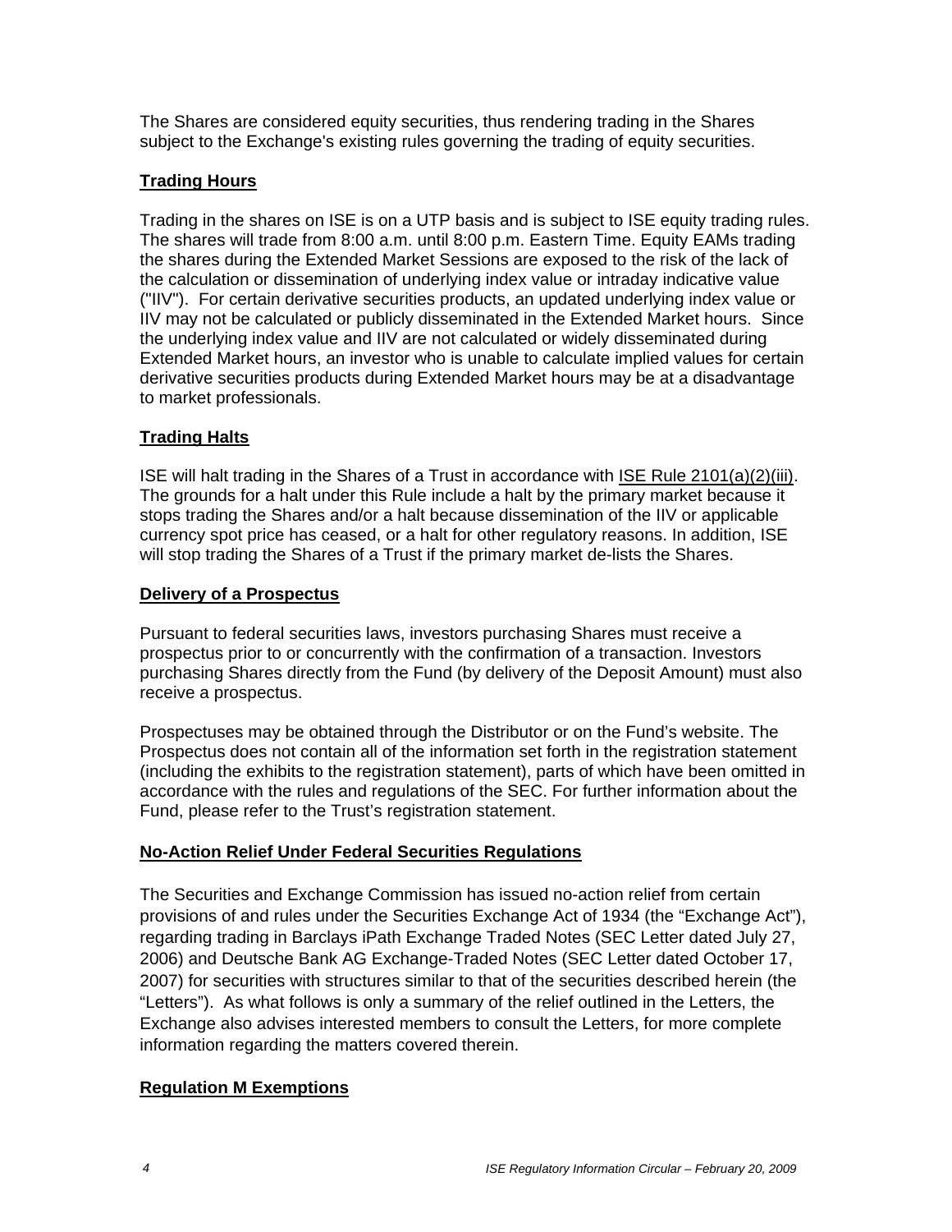The Shares are considered equity securities, thus rendering trading in the Shares subject to the Exchange's existing rules governing the trading of equity securities.

## Trading Hours

Trading in the shares on ISE is on a UTP basis and is subject to ISE equity trading rules. The shares will trade from 8:00 a.m. until 8:00 p.m. Eastern Time. Equity EAMs trading the shares during the Extended Market Sessions are exposed to the risk of the lack of the calculation or dissemination of underlying index value or intraday indicative value ("IIV"). For certain derivative securities products, an updated underlying index value or IIV may not be calculated or publicly disseminated in the Extended Market hours. Since the underlying index value and IIV are not calculated or widely disseminated during Extended Market hours, an investor who is unable to calculate implied values for certain derivative securities products during Extended Market hours may be at a disadvantage to market professionals.

## Trading Halts

ISE will halt trading in the Shares of a Trust in accordance with ISE Rule 2101(a)(2)(iii). The grounds for a halt under this Rule include a halt by the primary market because it stops trading the Shares and/or a halt because dissemination of the IIV or applicable currency spot price has ceased, or a halt for other regulatory reasons. In addition, ISE will stop trading the Shares of a Trust if the primary market de-lists the Shares.

## Delivery of a Prospectus

Pursuant to federal securities laws, investors purchasing Shares must receive a prospectus prior to or concurrently with the confirmation of a transaction. Investors purchasing Shares directly from the Fund (by delivery of the Deposit Amount) must also receive a prospectus.

Prospectuses may be obtained through the Distributor or on the Fund's website. The Prospectus does not contain all of the information set forth in the registration statement (including the exhibits to the registration statement), parts of which have been omitted in accordance with the rules and regulations of the SEC. For further information about the Fund, please refer to the Trust's registration statement.

## No-Action Relief Under Federal Securities Regulations

The Securities and Exchange Commission has issued no-action relief from certain provisions of and rules under the Securities Exchange Act of 1934 (the "Exchange Act"), regarding trading in Barclays iPath Exchange Traded Notes (SEC Letter dated July 27, 2006) and Deutsche Bank AG Exchange-Traded Notes (SEC Letter dated October 17, 2007) for securities with structures similar to that of the securities described herein (the "Letters"). As what follows is only a summary of the relief outlined in the Letters, the Exchange also advises interested members to consult the Letters, for more complete information regarding the matters covered therein.

## Regulation M Exemptions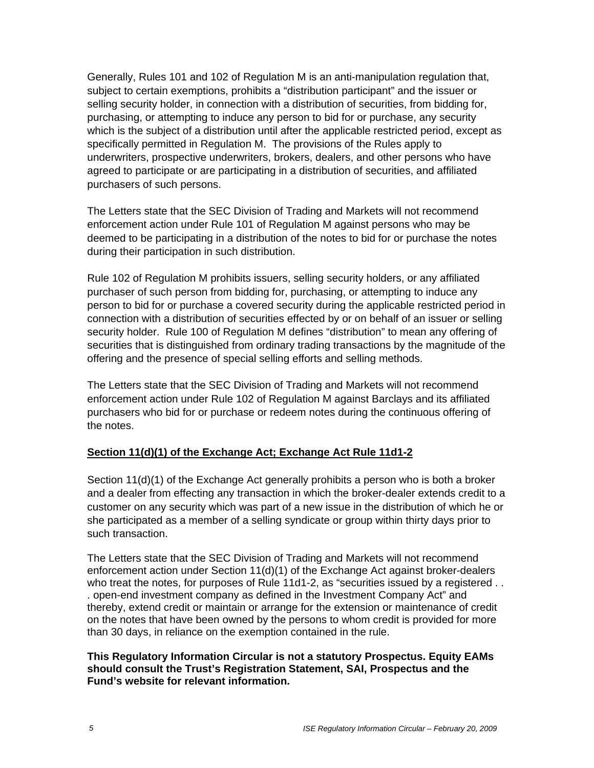Generally, Rules 101 and 102 of Regulation M is an anti-manipulation regulation that, subject to certain exemptions, prohibits a "distribution participant" and the issuer or selling security holder, in connection with a distribution of securities, from bidding for, purchasing, or attempting to induce any person to bid for or purchase, any security which is the subject of a distribution until after the applicable restricted period, except as specifically permitted in Regulation M. The provisions of the Rules apply to underwriters, prospective underwriters, brokers, dealers, and other persons who have agreed to participate or are participating in a distribution of securities, and affiliated purchasers of such persons.

The Letters state that the SEC Division of Trading and Markets will not recommend enforcement action under Rule 101 of Regulation M against persons who may be deemed to be participating in a distribution of the notes to bid for or purchase the notes during their participation in such distribution.

Rule 102 of Regulation M prohibits issuers, selling security holders, or any affiliated purchaser of such person from bidding for, purchasing, or attempting to induce any person to bid for or purchase a covered security during the applicable restricted period in connection with a distribution of securities effected by or on behalf of an issuer or selling security holder. Rule 100 of Regulation M defines "distribution" to mean any offering of securities that is distinguished from ordinary trading transactions by the magnitude of the offering and the presence of special selling efforts and selling methods.

The Letters state that the SEC Division of Trading and Markets will not recommend enforcement action under Rule 102 of Regulation M against Barclays and its affiliated purchasers who bid for or purchase or redeem notes during the continuous offering of the notes.

**Section 11(d)(1) of the Exchange Act; Exchange Act Rule 11d1-2**

Section 11(d)(1) of the Exchange Act generally prohibits a person who is both a broker and a dealer from effecting any transaction in which the broker-dealer extends credit to a customer on any security which was part of a new issue in the distribution of which he or she participated as a member of a selling syndicate or group within thirty days prior to such transaction.

The Letters state that the SEC Division of Trading and Markets will not recommend enforcement action under Section 11(d)(1) of the Exchange Act against broker-dealers who treat the notes, for purposes of Rule 11d1-2, as "securities issued by a registered . . . open-end investment company as defined in the Investment Company Act" and thereby, extend credit or maintain or arrange for the extension or maintenance of credit on the notes that have been owned by the persons to whom credit is provided for more than 30 days, in reliance on the exemption contained in the rule.

**This Regulatory Information Circular is not a statutory Prospectus. Equity EAMs should consult the Trust's Registration Statement, SAI, Prospectus and the Fund's website for relevant information.**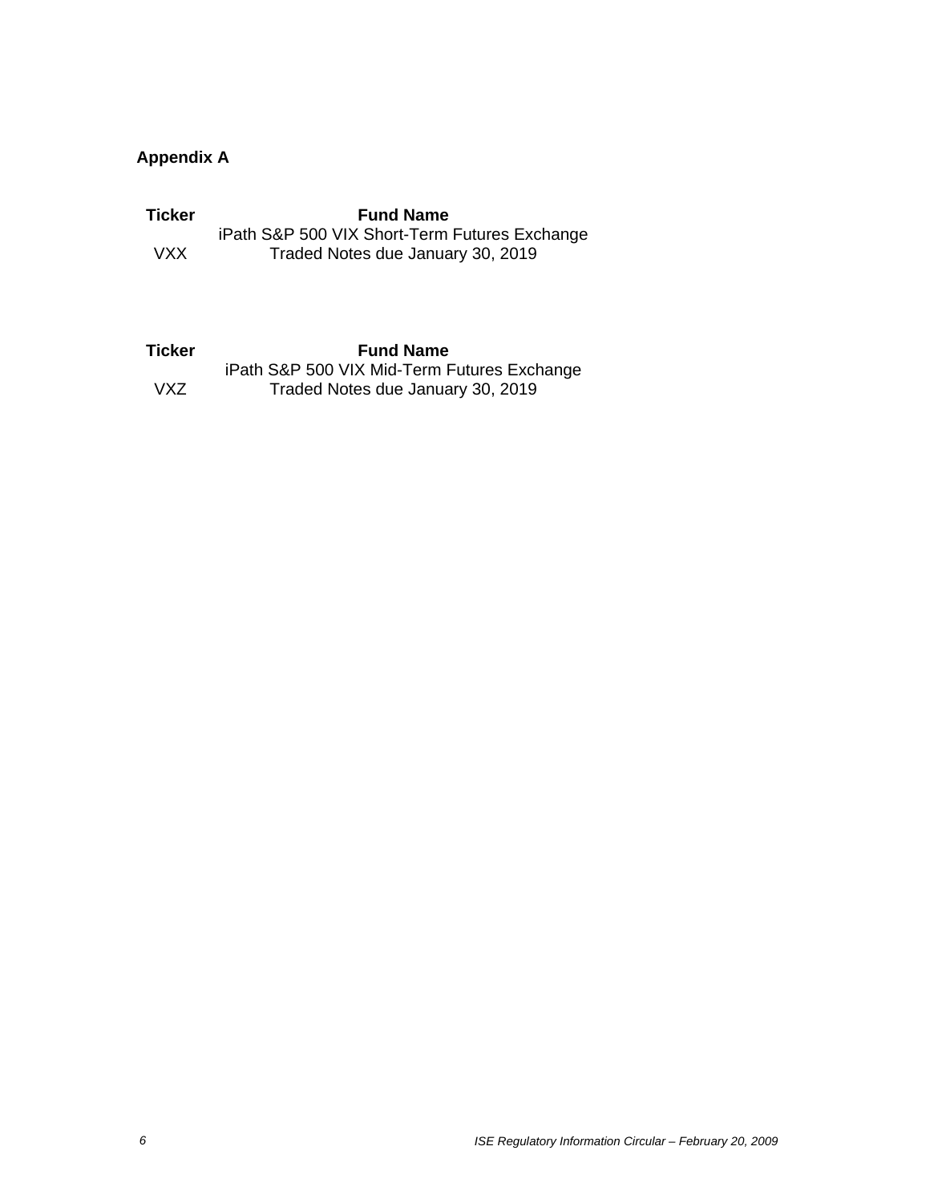**Appendix A**

| Ticker | Fund Name |
| --- | --- |
| VXX | iPath S&P 500 VIX Short-Term Futures Exchange Traded Notes due January 30, 2019 |

| Ticker | Fund Name |
| --- | --- |
| VXZ | iPath S&P 500 VIX Mid-Term Futures Exchange Traded Notes due January 30, 2019 |